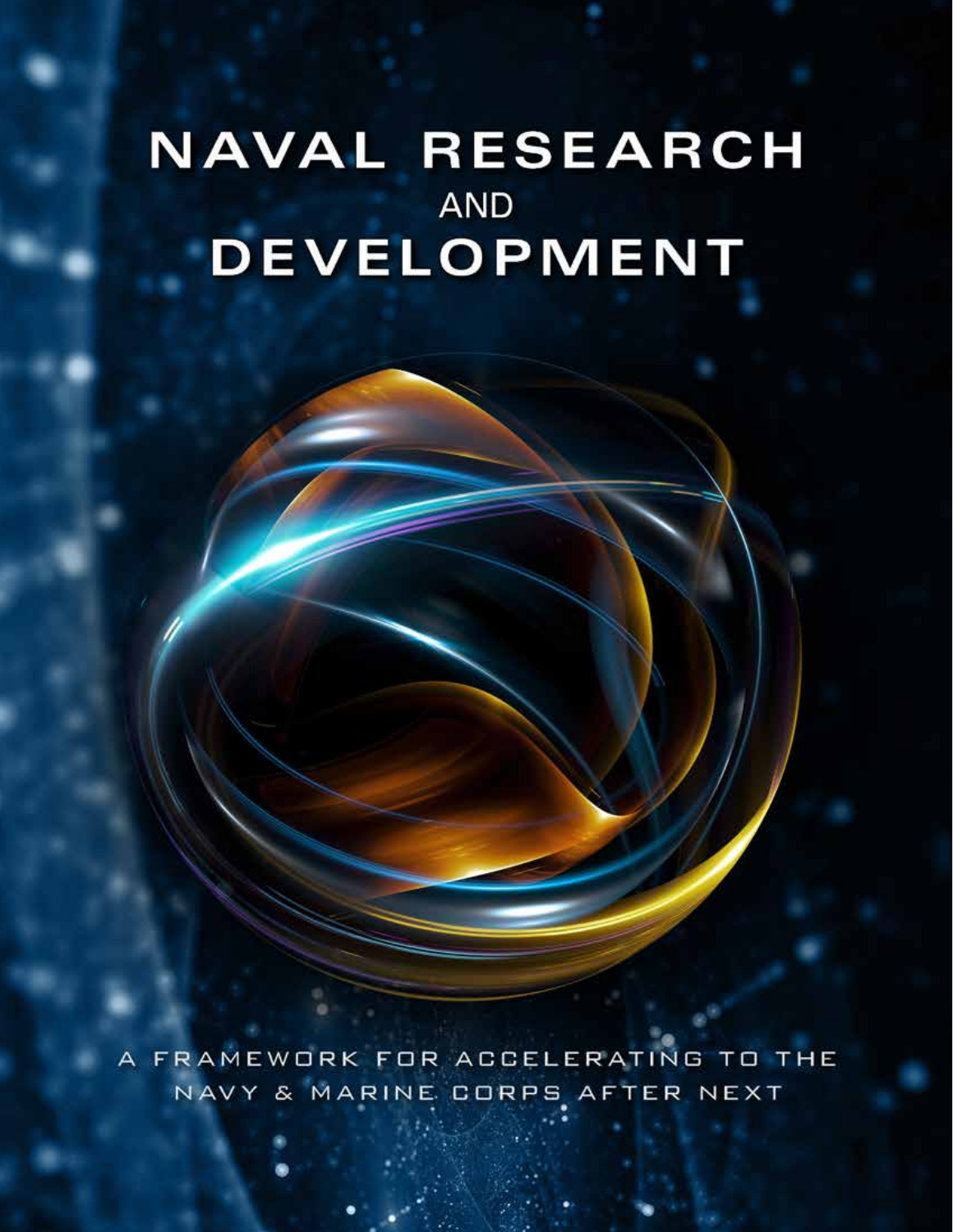# NAVAL RESEARCH AND DEVELOPMENT

A FRAMEWORK FOR ACCELERATING TO THE NAVY & MARINE CORPS AFTER NEXT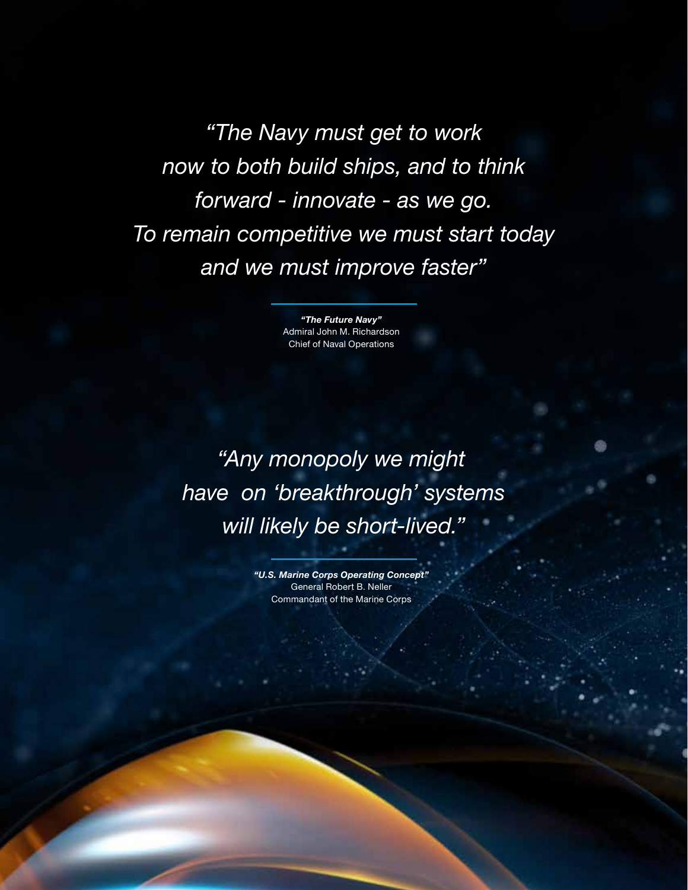*"The Navy must get to work now to both build ships, and to think forward - innovate - as we go. To remain competitive we must start today and we must improve faster"*

***"The Future Navy"***
Admiral John M. Richardson
Chief of Naval Operations

*"Any monopoly we might have on 'breakthrough' systems will likely be short-lived."*

***"U.S. Marine Corps Operating Concept"***
General Robert B. Neller
Commandant of the Marine Corps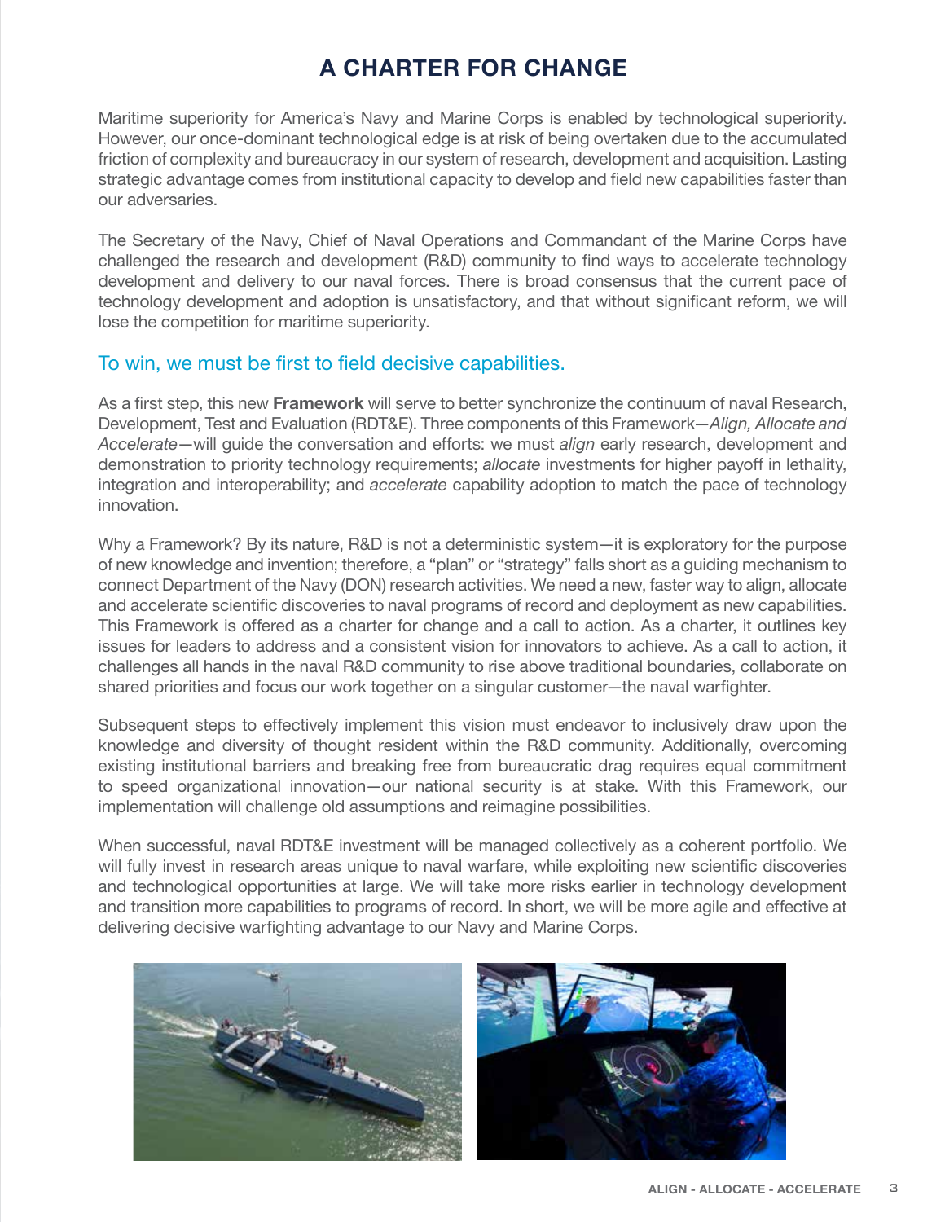# A CHARTER FOR CHANGE

Maritime superiority for America's Navy and Marine Corps is enabled by technological superiority. However, our once-dominant technological edge is at risk of being overtaken due to the accumulated friction of complexity and bureaucracy in our system of research, development and acquisition. Lasting strategic advantage comes from institutional capacity to develop and field new capabilities faster than our adversaries.

The Secretary of the Navy, Chief of Naval Operations and Commandant of the Marine Corps have challenged the research and development (R&D) community to find ways to accelerate technology development and delivery to our naval forces. There is broad consensus that the current pace of technology development and adoption is unsatisfactory, and that without significant reform, we will lose the competition for maritime superiority.

## To win, we must be first to field decisive capabilities.

As a first step, this new **Framework** will serve to better synchronize the continuum of naval Research, Development, Test and Evaluation (RDT&E). Three components of this Framework—*Align, Allocate and Accelerate*—will guide the conversation and efforts: we must *align* early research, development and demonstration to priority technology requirements; *allocate* investments for higher payoff in lethality, integration and interoperability; and *accelerate* capability adoption to match the pace of technology innovation.

Why a Framework? By its nature, R&D is not a deterministic system—it is exploratory for the purpose of new knowledge and invention; therefore, a "plan" or "strategy" falls short as a guiding mechanism to connect Department of the Navy (DON) research activities. We need a new, faster way to align, allocate and accelerate scientific discoveries to naval programs of record and deployment as new capabilities. This Framework is offered as a charter for change and a call to action. As a charter, it outlines key issues for leaders to address and a consistent vision for innovators to achieve. As a call to action, it challenges all hands in the naval R&D community to rise above traditional boundaries, collaborate on shared priorities and focus our work together on a singular customer—the naval warfighter.

Subsequent steps to effectively implement this vision must endeavor to inclusively draw upon the knowledge and diversity of thought resident within the R&D community. Additionally, overcoming existing institutional barriers and breaking free from bureaucratic drag requires equal commitment to speed organizational innovation—our national security is at stake. With this Framework, our implementation will challenge old assumptions and reimagine possibilities.

When successful, naval RDT&E investment will be managed collectively as a coherent portfolio. We will fully invest in research areas unique to naval warfare, while exploiting new scientific discoveries and technological opportunities at large. We will take more risks earlier in technology development and transition more capabilities to programs of record. In short, we will be more agile and effective at delivering decisive warfighting advantage to our Navy and Marine Corps.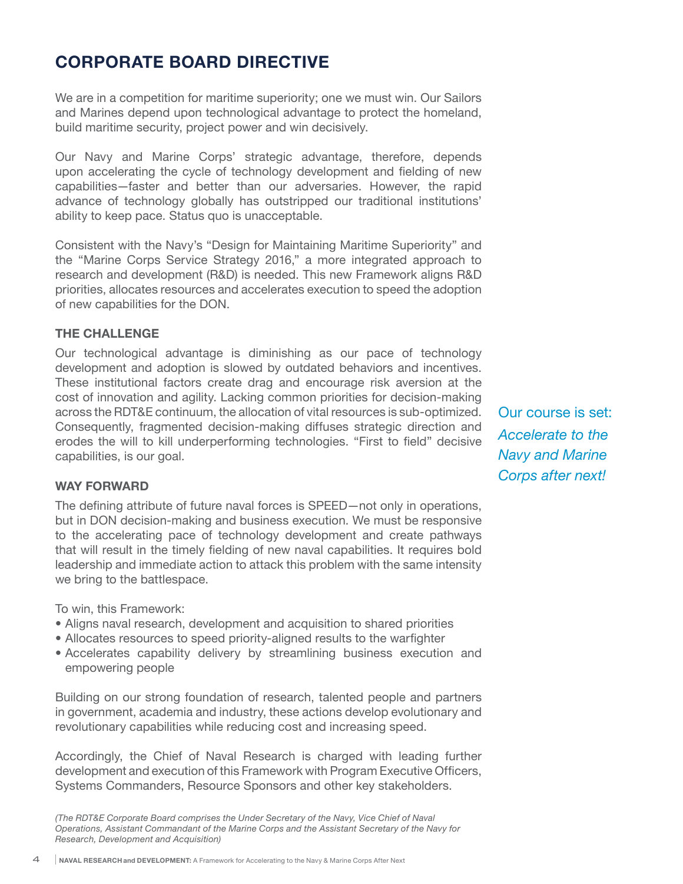# CORPORATE BOARD DIRECTIVE

We are in a competition for maritime superiority; one we must win. Our Sailors and Marines depend upon technological advantage to protect the homeland, build maritime security, project power and win decisively.

Our Navy and Marine Corps' strategic advantage, therefore, depends upon accelerating the cycle of technology development and fielding of new capabilities—faster and better than our adversaries. However, the rapid advance of technology globally has outstripped our traditional institutions' ability to keep pace. Status quo is unacceptable.

Consistent with the Navy's "Design for Maintaining Maritime Superiority" and the "Marine Corps Service Strategy 2016," a more integrated approach to research and development (R&D) is needed. This new Framework aligns R&D priorities, allocates resources and accelerates execution to speed the adoption of new capabilities for the DON.

### THE CHALLENGE

Our technological advantage is diminishing as our pace of technology development and adoption is slowed by outdated behaviors and incentives. These institutional factors create drag and encourage risk aversion at the cost of innovation and agility. Lacking common priorities for decision-making across the RDT&E continuum, the allocation of vital resources is sub-optimized. Consequently, fragmented decision-making diffuses strategic direction and erodes the will to kill underperforming technologies. "First to field" decisive capabilities, is our goal.

Our course is set: *Accelerate to the Navy and Marine Corps after next!*

### WAY FORWARD

The defining attribute of future naval forces is SPEED—not only in operations, but in DON decision-making and business execution. We must be responsive to the accelerating pace of technology development and create pathways that will result in the timely fielding of new naval capabilities. It requires bold leadership and immediate action to attack this problem with the same intensity we bring to the battlespace.

To win, this Framework:

- Aligns naval research, development and acquisition to shared priorities
- Allocates resources to speed priority-aligned results to the warfighter
- Accelerates capability delivery by streamlining business execution and empowering people

Building on our strong foundation of research, talented people and partners in government, academia and industry, these actions develop evolutionary and revolutionary capabilities while reducing cost and increasing speed.

Accordingly, the Chief of Naval Research is charged with leading further development and execution of this Framework with Program Executive Officers, Systems Commanders, Resource Sponsors and other key stakeholders.

*(The RDT&E Corporate Board comprises the Under Secretary of the Navy, Vice Chief of Naval Operations, Assistant Commandant of the Marine Corps and the Assistant Secretary of the Navy for Research, Development and Acquisition)*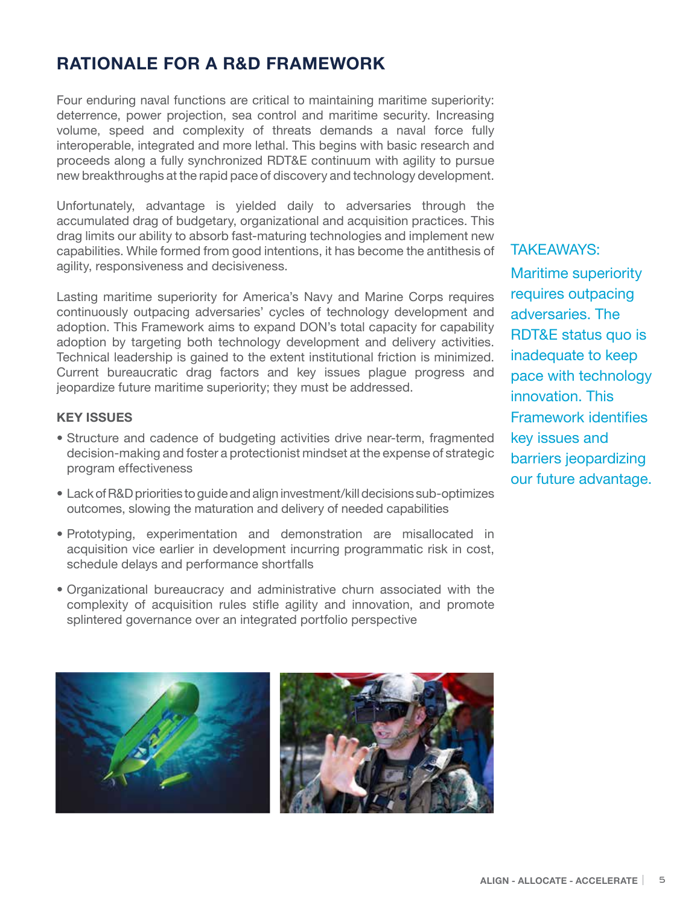## RATIONALE FOR A R&D FRAMEWORK

Four enduring naval functions are critical to maintaining maritime superiority: deterrence, power projection, sea control and maritime security. Increasing volume, speed and complexity of threats demands a naval force fully interoperable, integrated and more lethal. This begins with basic research and proceeds along a fully synchronized RDT&E continuum with agility to pursue new breakthroughs at the rapid pace of discovery and technology development.

Unfortunately, advantage is yielded daily to adversaries through the accumulated drag of budgetary, organizational and acquisition practices. This drag limits our ability to absorb fast-maturing technologies and implement new capabilities. While formed from good intentions, it has become the antithesis of agility, responsiveness and decisiveness.

Lasting maritime superiority for America's Navy and Marine Corps requires continuously outpacing adversaries' cycles of technology development and adoption. This Framework aims to expand DON's total capacity for capability adoption by targeting both technology development and delivery activities. Technical leadership is gained to the extent institutional friction is minimized. Current bureaucratic drag factors and key issues plague progress and jeopardize future maritime superiority; they must be addressed.

TAKEAWAYS:
Maritime superiority requires outpacing adversaries. The RDT&E status quo is inadequate to keep pace with technology innovation. This Framework identifies key issues and barriers jeopardizing our future advantage.

### KEY ISSUES

- Structure and cadence of budgeting activities drive near-term, fragmented decision-making and foster a protectionist mindset at the expense of strategic program effectiveness
- Lack of R&D priorities to guide and align investment/kill decisions sub-optimizes outcomes, slowing the maturation and delivery of needed capabilities
- Prototyping, experimentation and demonstration are misallocated in acquisition vice earlier in development incurring programmatic risk in cost, schedule delays and performance shortfalls
- Organizational bureaucracy and administrative churn associated with the complexity of acquisition rules stifle agility and innovation, and promote splintered governance over an integrated portfolio perspective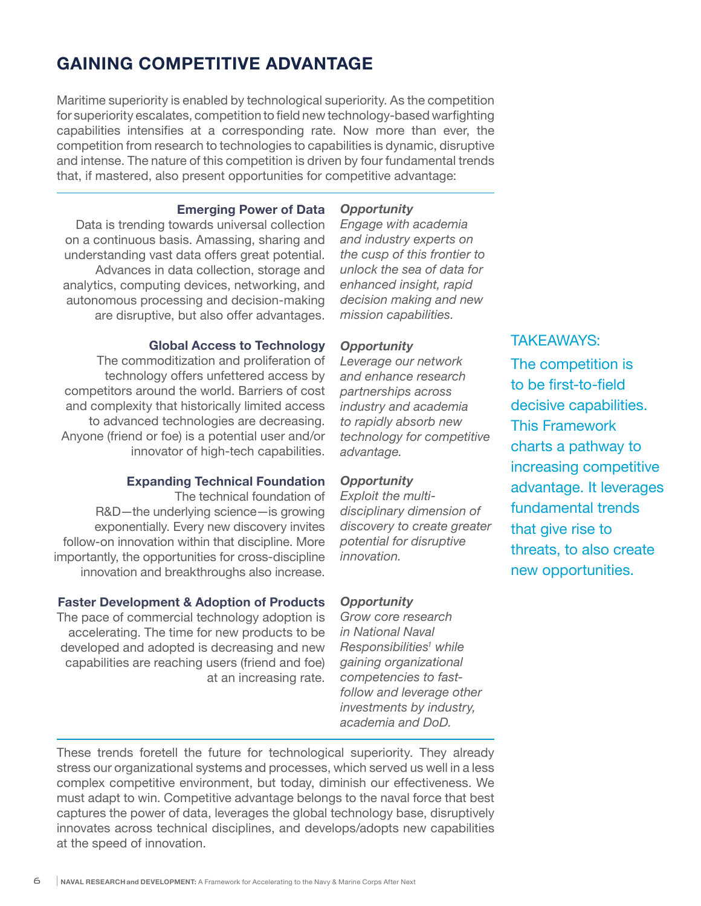## GAINING COMPETITIVE ADVANTAGE

Maritime superiority is enabled by technological superiority. As the competition for superiority escalates, competition to field new technology-based warfighting capabilities intensifies at a corresponding rate. Now more than ever, the competition from research to technologies to capabilities is dynamic, disruptive and intense. The nature of this competition is driven by four fundamental trends that, if mastered, also present opportunities for competitive advantage:

**Emerging Power of Data**

Data is trending towards universal collection on a continuous basis. Amassing, sharing and understanding vast data offers great potential. Advances in data collection, storage and analytics, computing devices, networking, and autonomous processing and decision-making are disruptive, but also offer advantages.

***Opportunity***

*Engage with academia and industry experts on the cusp of this frontier to unlock the sea of data for enhanced insight, rapid decision making and new mission capabilities.*

**Global Access to Technology**

The commoditization and proliferation of technology offers unfettered access by competitors around the world. Barriers of cost and complexity that historically limited access to advanced technologies are decreasing. Anyone (friend or foe) is a potential user and/or innovator of high-tech capabilities.

***Opportunity***

*Leverage our network and enhance research partnerships across industry and academia to rapidly absorb new technology for competitive advantage.*

**Expanding Technical Foundation**

The technical foundation of R&D—the underlying science—is growing exponentially. Every new discovery invites follow-on innovation within that discipline. More importantly, the opportunities for cross-discipline innovation and breakthroughs also increase.

***Opportunity***

*Exploit the multi-disciplinary dimension of discovery to create greater potential for disruptive innovation.*

**Faster Development & Adoption of Products**

The pace of commercial technology adoption is accelerating. The time for new products to be developed and adopted is decreasing and new capabilities are reaching users (friend and foe) at an increasing rate.

***Opportunity***

*Grow core research in National Naval Responsibilities[1] while gaining organizational competencies to fast-follow and leverage other investments by industry, academia and DoD.*

These trends foretell the future for technological superiority. They already stress our organizational systems and processes, which served us well in a less complex competitive environment, but today, diminish our effectiveness. We must adapt to win. Competitive advantage belongs to the naval force that best captures the power of data, leverages the global technology base, disruptively innovates across technical disciplines, and develops/adopts new capabilities at the speed of innovation.

TAKEAWAYS:

The competition is to be first-to-field decisive capabilities. This Framework charts a pathway to increasing competitive advantage. It leverages fundamental trends that give rise to threats, to also create new opportunities.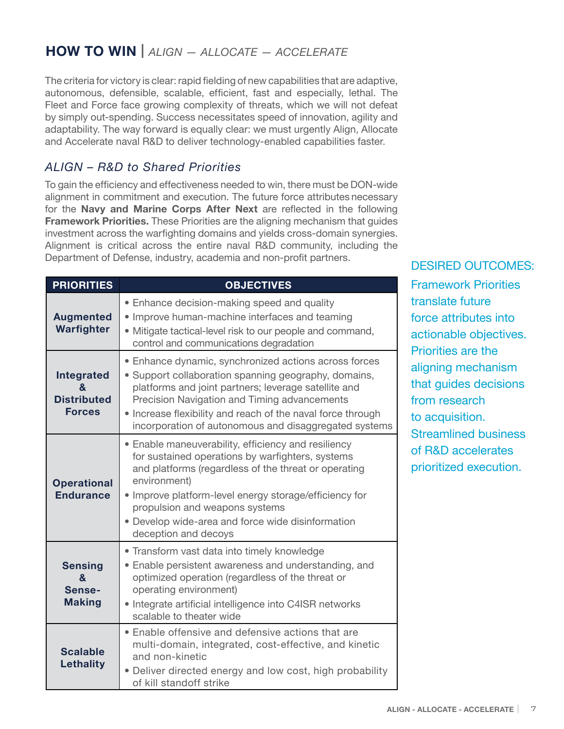## HOW TO WIN | *ALIGN — ALLOCATE — ACCELERATE*

The criteria for victory is clear: rapid fielding of new capabilities that are adaptive, autonomous, defensible, scalable, efficient, fast and especially, lethal. The Fleet and Force face growing complexity of threats, which we will not defeat by simply out-spending. Success necessitates speed of innovation, agility and adaptability. The way forward is equally clear: we must urgently Align, Allocate and Accelerate naval R&D to deliver technology-enabled capabilities faster.

### *ALIGN – R&D to Shared Priorities*

To gain the efficiency and effectiveness needed to win, there must be DON-wide alignment in commitment and execution. The future force attributes necessary for the **Navy and Marine Corps After Next** are reflected in the following **Framework Priorities.** These Priorities are the aligning mechanism that guides investment across the warfighting domains and yields cross-domain synergies. Alignment is critical across the entire naval R&D community, including the Department of Defense, industry, academia and non-profit partners.

| PRIORITIES | OBJECTIVES |
|---|---|
| **Augmented Warfighter** | • Enhance decision-making speed and quality<br>• Improve human-machine interfaces and teaming<br>• Mitigate tactical-level risk to our people and command, control and communications degradation |
| **Integrated & Distributed Forces** | • Enhance dynamic, synchronized actions across forces<br>• Support collaboration spanning geography, domains, platforms and joint partners; leverage satellite and Precision Navigation and Timing advancements<br>• Increase flexibility and reach of the naval force through incorporation of autonomous and disaggregated systems |
| **Operational Endurance** | • Enable maneuverability, efficiency and resiliency for sustained operations by warfighters, systems and platforms (regardless of the threat or operating environment)<br>• Improve platform-level energy storage/efficiency for propulsion and weapons systems<br>• Develop wide-area and force wide disinformation deception and decoys |
| **Sensing & Sense-Making** | • Transform vast data into timely knowledge<br>• Enable persistent awareness and understanding, and optimized operation (regardless of the threat or operating environment)<br>• Integrate artificial intelligence into C4ISR networks scalable to theater wide |
| **Scalable Lethality** | • Enable offensive and defensive actions that are multi-domain, integrated, cost-effective, and kinetic and non-kinetic<br>• Deliver directed energy and low cost, high probability of kill standoff strike |

DESIRED OUTCOMES:

Framework Priorities translate future force attributes into actionable objectives. Priorities are the aligning mechanism that guides decisions from research to acquisition. Streamlined business of R&D accelerates prioritized execution.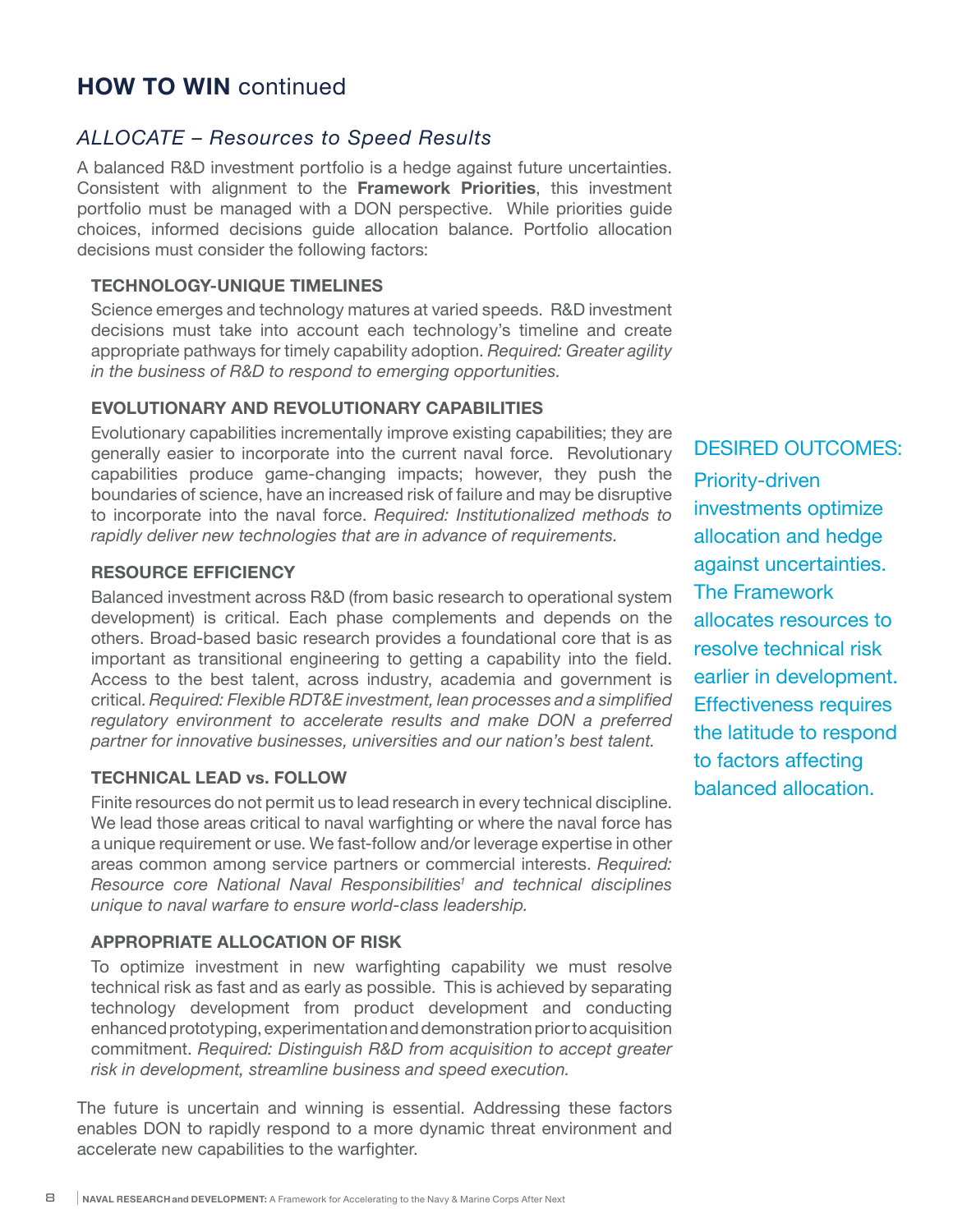## HOW TO WIN continued

### *ALLOCATE – Resources to Speed Results*

A balanced R&D investment portfolio is a hedge against future uncertainties. Consistent with alignment to the **Framework Priorities**, this investment portfolio must be managed with a DON perspective. While priorities guide choices, informed decisions guide allocation balance. Portfolio allocation decisions must consider the following factors:

#### TECHNOLOGY-UNIQUE TIMELINES

Science emerges and technology matures at varied speeds. R&D investment decisions must take into account each technology's timeline and create appropriate pathways for timely capability adoption. *Required: Greater agility in the business of R&D to respond to emerging opportunities.*

#### EVOLUTIONARY AND REVOLUTIONARY CAPABILITIES

Evolutionary capabilities incrementally improve existing capabilities; they are generally easier to incorporate into the current naval force. Revolutionary capabilities produce game-changing impacts; however, they push the boundaries of science, have an increased risk of failure and may be disruptive to incorporate into the naval force. *Required: Institutionalized methods to rapidly deliver new technologies that are in advance of requirements.*

#### RESOURCE EFFICIENCY

Balanced investment across R&D (from basic research to operational system development) is critical. Each phase complements and depends on the others. Broad-based basic research provides a foundational core that is as important as transitional engineering to getting a capability into the field. Access to the best talent, across industry, academia and government is critical. *Required: Flexible RDT&E investment, lean processes and a simplified regulatory environment to accelerate results and make DON a preferred partner for innovative businesses, universities and our nation's best talent.*

#### TECHNICAL LEAD vs. FOLLOW

Finite resources do not permit us to lead research in every technical discipline. We lead those areas critical to naval warfighting or where the naval force has a unique requirement or use. We fast-follow and/or leverage expertise in other areas common among service partners or commercial interests. *Required: Resource core National Naval Responsibilities[1] and technical disciplines unique to naval warfare to ensure world-class leadership.*

#### APPROPRIATE ALLOCATION OF RISK

To optimize investment in new warfighting capability we must resolve technical risk as fast and as early as possible. This is achieved by separating technology development from product development and conducting enhanced prototyping, experimentation and demonstration prior to acquisition commitment. *Required: Distinguish R&D from acquisition to accept greater risk in development, streamline business and speed execution.*

The future is uncertain and winning is essential. Addressing these factors enables DON to rapidly respond to a more dynamic threat environment and accelerate new capabilities to the warfighter.

DESIRED OUTCOMES:

Priority-driven investments optimize allocation and hedge against uncertainties. The Framework allocates resources to resolve technical risk earlier in development. Effectiveness requires the latitude to respond to factors affecting balanced allocation.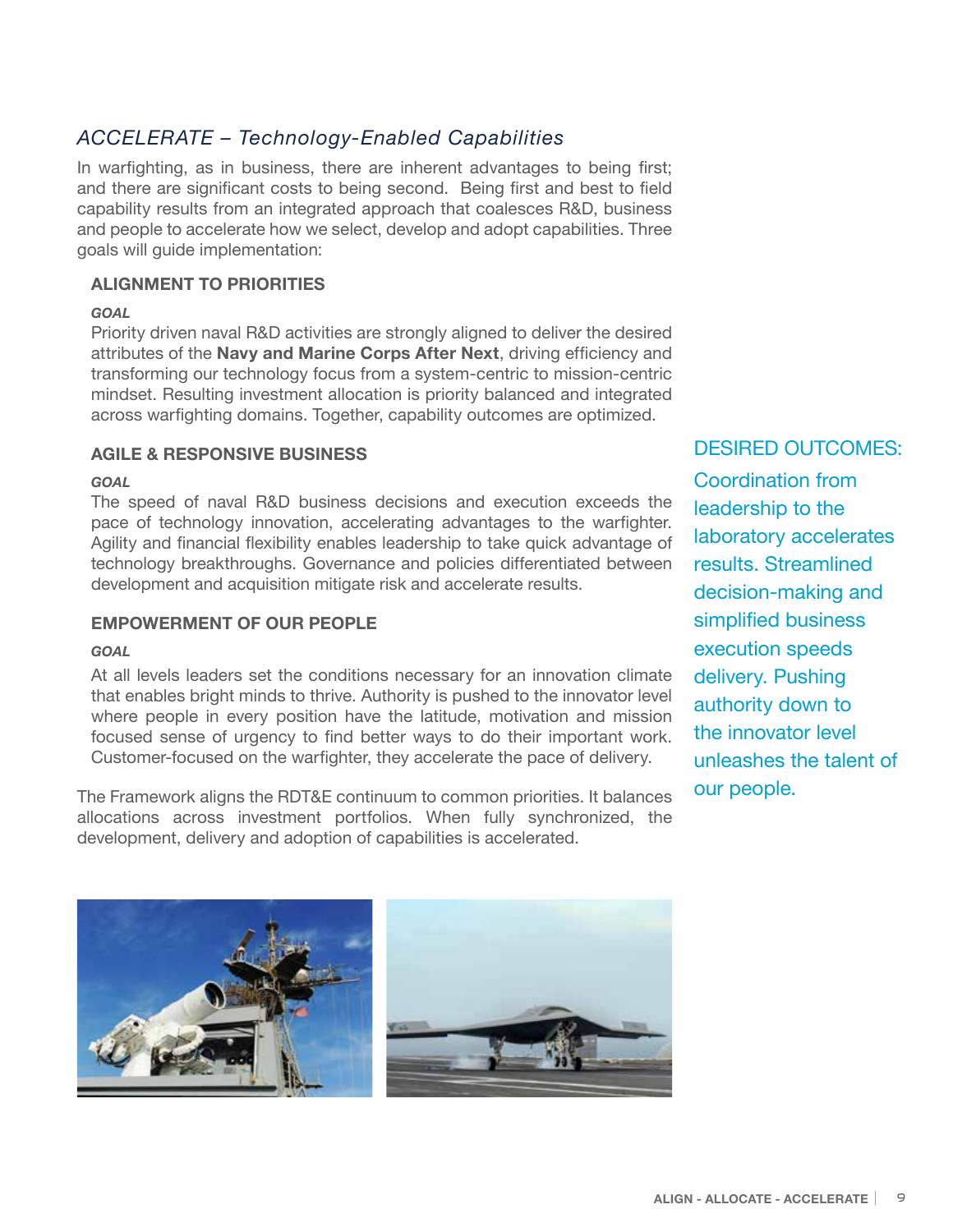## *ACCELERATE – Technology-Enabled Capabilities*

In warfighting, as in business, there are inherent advantages to being first; and there are significant costs to being second. Being first and best to field capability results from an integrated approach that coalesces R&D, business and people to accelerate how we select, develop and adopt capabilities. Three goals will guide implementation:

### ALIGNMENT TO PRIORITIES

***GOAL***

Priority driven naval R&D activities are strongly aligned to deliver the desired attributes of the **Navy and Marine Corps After Next**, driving efficiency and transforming our technology focus from a system-centric to mission-centric mindset. Resulting investment allocation is priority balanced and integrated across warfighting domains. Together, capability outcomes are optimized.

### AGILE & RESPONSIVE BUSINESS

***GOAL***

The speed of naval R&D business decisions and execution exceeds the pace of technology innovation, accelerating advantages to the warfighter. Agility and financial flexibility enables leadership to take quick advantage of technology breakthroughs. Governance and policies differentiated between development and acquisition mitigate risk and accelerate results.

### EMPOWERMENT OF OUR PEOPLE

***GOAL***

At all levels leaders set the conditions necessary for an innovation climate that enables bright minds to thrive. Authority is pushed to the innovator level where people in every position have the latitude, motivation and mission focused sense of urgency to find better ways to do their important work. Customer-focused on the warfighter, they accelerate the pace of delivery.

The Framework aligns the RDT&E continuum to common priorities. It balances allocations across investment portfolios. When fully synchronized, the development, delivery and adoption of capabilities is accelerated.

DESIRED OUTCOMES:

Coordination from leadership to the laboratory accelerates results. Streamlined decision-making and simplified business execution speeds delivery. Pushing authority down to the innovator level unleashes the talent of our people.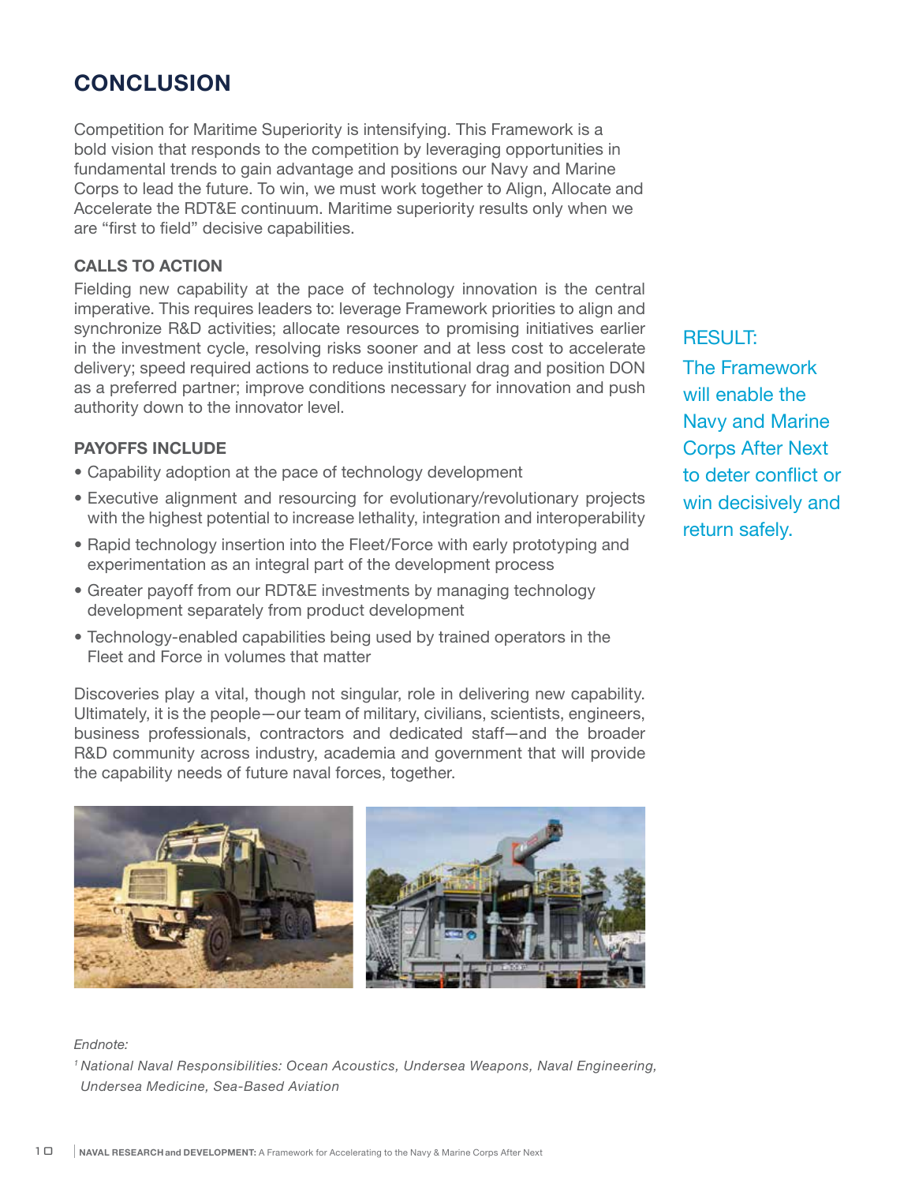# CONCLUSION

Competition for Maritime Superiority is intensifying. This Framework is a bold vision that responds to the competition by leveraging opportunities in fundamental trends to gain advantage and positions our Navy and Marine Corps to lead the future. To win, we must work together to Align, Allocate and Accelerate the RDT&E continuum. Maritime superiority results only when we are “first to field” decisive capabilities.

### CALLS TO ACTION

Fielding new capability at the pace of technology innovation is the central imperative. This requires leaders to: leverage Framework priorities to align and synchronize R&D activities; allocate resources to promising initiatives earlier in the investment cycle, resolving risks sooner and at less cost to accelerate delivery; speed required actions to reduce institutional drag and position DON as a preferred partner; improve conditions necessary for innovation and push authority down to the innovator level.

### PAYOFFS INCLUDE

- Capability adoption at the pace of technology development
- Executive alignment and resourcing for evolutionary/revolutionary projects with the highest potential to increase lethality, integration and interoperability
- Rapid technology insertion into the Fleet/Force with early prototyping and experimentation as an integral part of the development process
- Greater payoff from our RDT&E investments by managing technology development separately from product development
- Technology-enabled capabilities being used by trained operators in the Fleet and Force in volumes that matter

Discoveries play a vital, though not singular, role in delivering new capability. Ultimately, it is the people—our team of military, civilians, scientists, engineers, business professionals, contractors and dedicated staff—and the broader R&D community across industry, academia and government that will provide the capability needs of future naval forces, together.

RESULT:
The Framework will enable the Navy and Marine Corps After Next to deter conflict or win decisively and return safely.

*Endnote:*

*[1] National Naval Responsibilities: Ocean Acoustics, Undersea Weapons, Naval Engineering, Undersea Medicine, Sea-Based Aviation*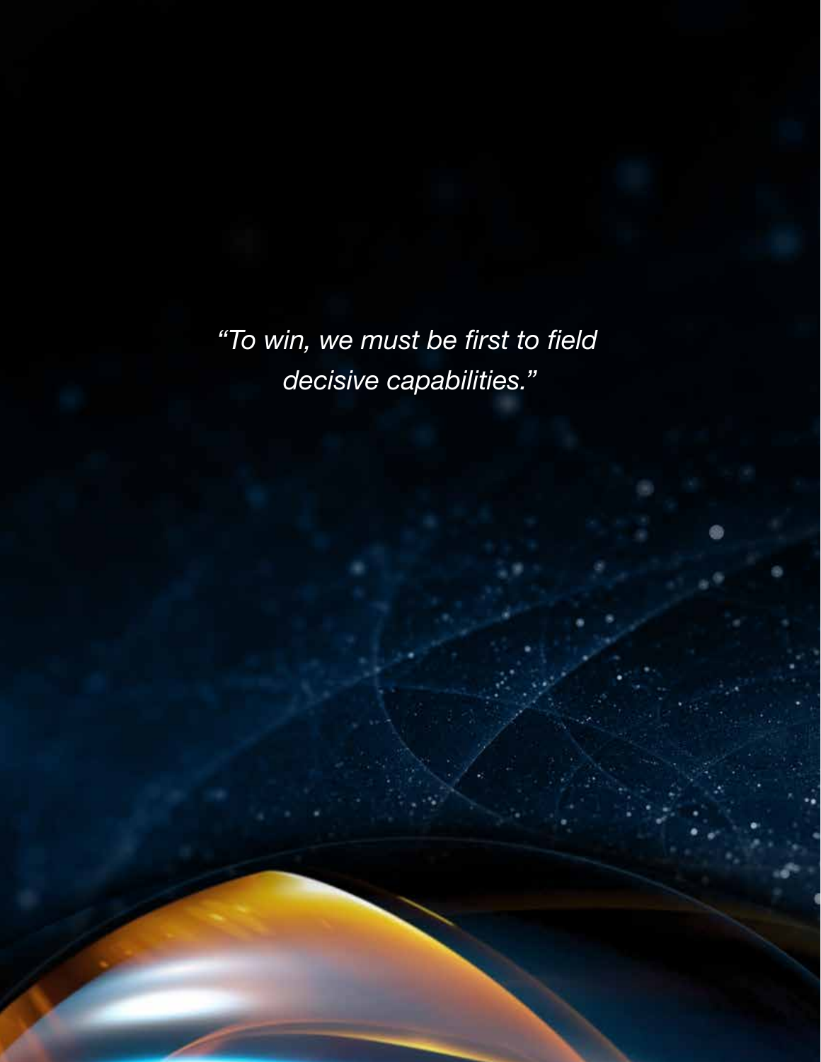*“To win, we must be first to field decisive capabilities.”*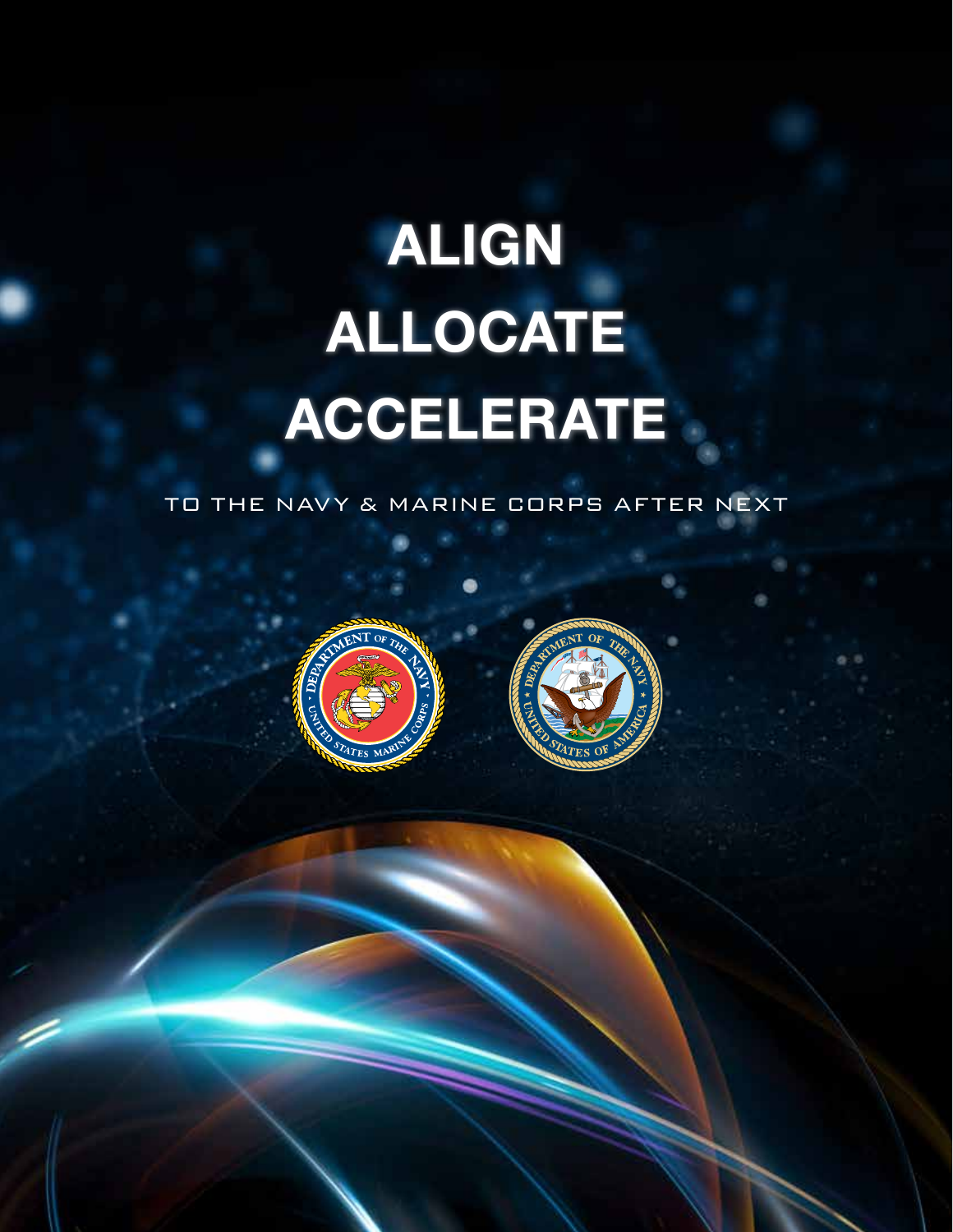# ALIGN
# ALLOCATE
# ACCELERATE

TO THE NAVY & MARINE CORPS AFTER NEXT